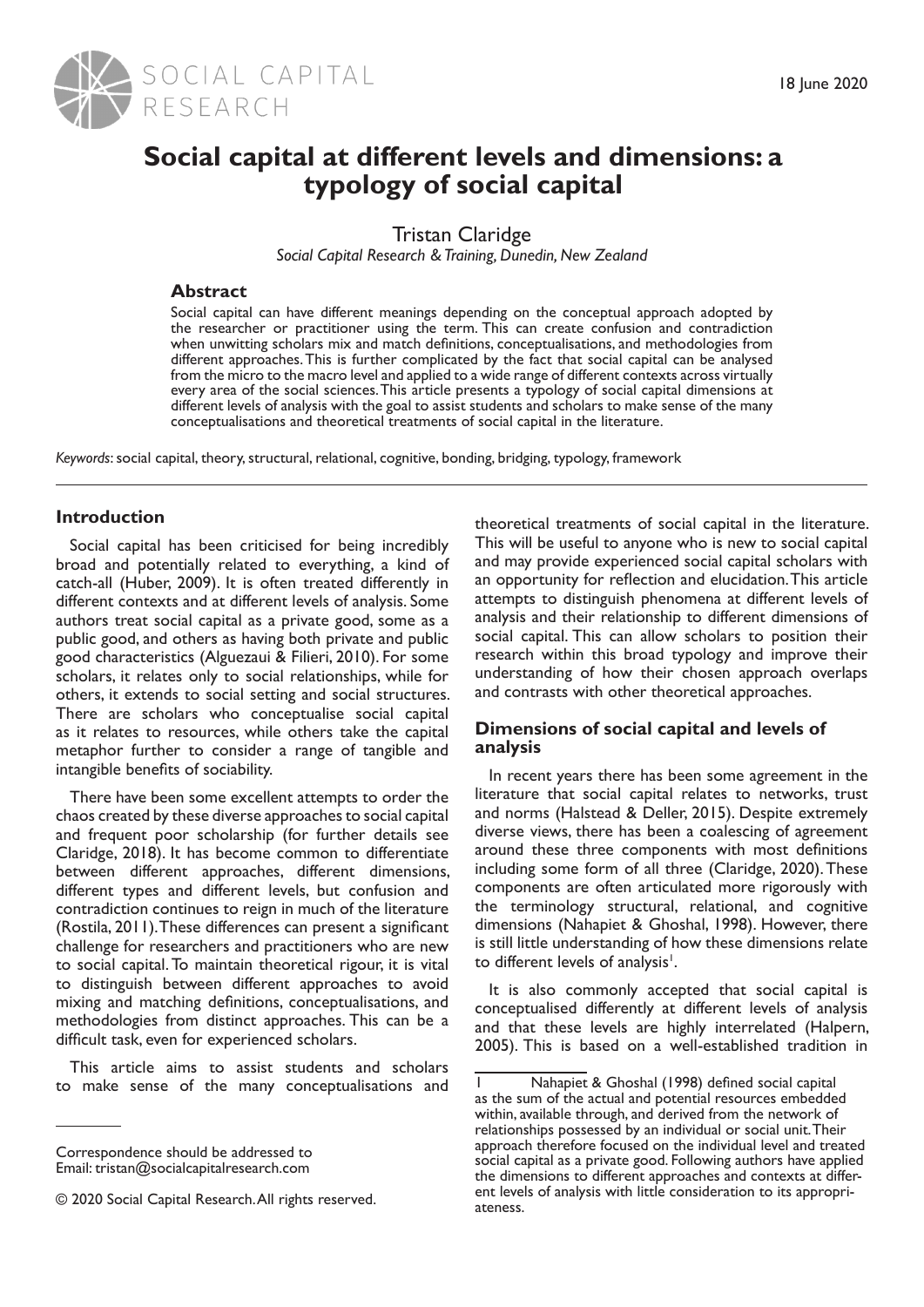# Social capital at different levels and dimensions: a typology of social capital

Tristan Claridge

*Social Capital Research & Training, Dunedin, New Zealand*

18 June 2020

## Abstract

Social capital can have different meanings depending on the conceptual approach adopted by the researcher or practitioner using the term. This can create confusion and contradiction when unwitting scholars mix and match definitions, conceptualisations, and methodologies from different approaches. This is further complicated by the fact that social capital can be analysed from the micro to the macro level and applied to a wide range of different contexts across virtually every area of the social sciences. This article presents a typology of social capital dimensions at different levels of analysis with the goal to assist students and scholars to make sense of the many conceptualisations and theoretical treatments of social capital in the literature.

*Keywords*: social capital, theory, structural, relational, cognitive, bonding, bridging, typology, framework

## Introduction

Social capital has been criticised for being incredibly broad and potentially related to everything, a kind of catch-all (Huber, 2009). It is often treated differently in different contexts and at different levels of analysis. Some authors treat social capital as a private good, some as a public good, and others as having both private and public good characteristics (Alguezaui & Filieri, 2010). For some scholars, it relates only to social relationships, while for others, it extends to social setting and social structures. There are scholars who conceptualise social capital as it relates to resources, while others take the capital metaphor further to consider a range of tangible and intangible benefits of sociability.

There have been some excellent attempts to order the chaos created by these diverse approaches to social capital and frequent poor scholarship (for further details see Claridge, 2018). It has become common to differentiate between different approaches, different dimensions, different types and different levels, but confusion and contradiction continues to reign in much of the literature (Rostila, 2011). These differences can present a significant challenge for researchers and practitioners who are new to social capital. To maintain theoretical rigour, it is vital to distinguish between different approaches to avoid mixing and matching definitions, conceptualisations, and methodologies from distinct approaches. This can be a difficult task, even for experienced scholars.

This article aims to assist students and scholars to make sense of the many conceptualisations and theoretical treatments of social capital in the literature. This will be useful to anyone who is new to social capital and may provide experienced social capital scholars with an opportunity for reflection and elucidation. This article attempts to distinguish phenomena at different levels of analysis and their relationship to different dimensions of social capital. This can allow scholars to position their research within this broad typology and improve their understanding of how their chosen approach overlaps and contrasts with other theoretical approaches.

### Dimensions of social capital and levels of analysis

In recent years there has been some agreement in the literature that social capital relates to networks, trust and norms (Halstead & Deller, 2015). Despite extremely diverse views, there has been a coalescing of agreement around these three components with most definitions including some form of all three (Claridge, 2020). These components are often articulated more rigorously with the terminology structural, relational, and cognitive dimensions (Nahapiet & Ghoshal, 1998). However, there is still little understanding of how these dimensions relate to different levels of analysis[1].

It is also commonly accepted that social capital is conceptualised differently at different levels of analysis and that these levels are highly interrelated (Halpern, 2005). This is based on a well-established tradition in

---

[1] Nahapiet & Ghoshal (1998) defined social capital as the sum of the actual and potential resources embedded within, available through, and derived from the network of relationships possessed by an individual or social unit. Their approach therefore focused on the individual level and treated social capital as a private good. Following authors have applied the dimensions to different approaches and contexts at different levels of analysis with little consideration to its appropriateness.

Correspondence should be addressed to
Email: tristan@socialcapitalresearch.com

© 2020 Social Capital Research. All rights reserved.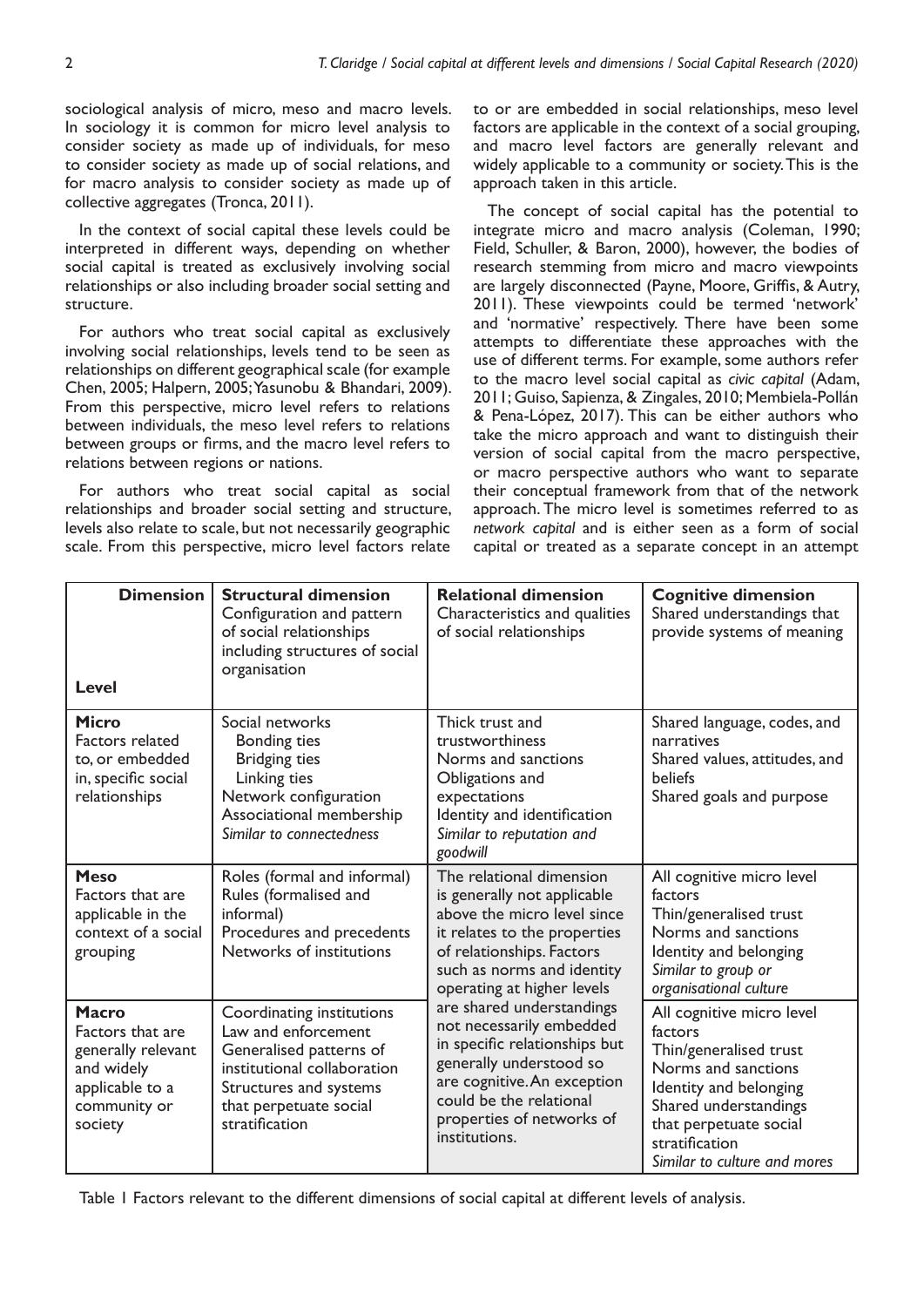sociological analysis of micro, meso and macro levels. In sociology it is common for micro level analysis to consider society as made up of individuals, for meso to consider society as made up of social relations, and for macro analysis to consider society as made up of collective aggregates (Tronca, 2011).

In the context of social capital these levels could be interpreted in different ways, depending on whether social capital is treated as exclusively involving social relationships or also including broader social setting and structure.

For authors who treat social capital as exclusively involving social relationships, levels tend to be seen as relationships on different geographical scale (for example Chen, 2005; Halpern, 2005; Yasunobu & Bhandari, 2009). From this perspective, micro level refers to relations between individuals, the meso level refers to relations between groups or firms, and the macro level refers to relations between regions or nations.

For authors who treat social capital as social relationships and broader social setting and structure, levels also relate to scale, but not necessarily geographic scale. From this perspective, micro level factors relate to or are embedded in social relationships, meso level factors are applicable in the context of a social grouping, and macro level factors are generally relevant and widely applicable to a community or society. This is the approach taken in this article.

The concept of social capital has the potential to integrate micro and macro analysis (Coleman, 1990; Field, Schuller, & Baron, 2000), however, the bodies of research stemming from micro and macro viewpoints are largely disconnected (Payne, Moore, Griffis, & Autry, 2011). These viewpoints could be termed 'network' and 'normative' respectively. There have been some attempts to differentiate these approaches with the use of different terms. For example, some authors refer to the macro level social capital as *civic capital* (Adam, 2011; Guiso, Sapienza, & Zingales, 2010; Membiela-Pollán & Pena-López, 2017). This can be either authors who take the micro approach and want to distinguish their version of social capital from the macro perspective, or macro perspective authors who want to separate their conceptual framework from that of the network approach. The micro level is sometimes referred to as *network capital* and is either seen as a form of social capital or treated as a separate concept in an attempt

| **Dimension** / **Level** | **Structural dimension** Configuration and pattern of social relationships including structures of social organisation | **Relational dimension** Characteristics and qualities of social relationships | **Cognitive dimension** Shared understandings that provide systems of meaning |
|---|---|---|---|
| **Micro** Factors related to, or embedded in, specific social relationships | Social networks<br>Bonding ties<br>Bridging ties<br>Linking ties<br>Network configuration<br>Associational membership<br>*Similar to connectedness* | Thick trust and trustworthiness<br>Norms and sanctions<br>Obligations and expectations<br>Identity and identification<br>*Similar to reputation and goodwill* | Shared language, codes, and narratives<br>Shared values, attitudes, and beliefs<br>Shared goals and purpose |
| **Meso** Factors that are applicable in the context of a social grouping | Roles (formal and informal)<br>Rules (formalised and informal)<br>Procedures and precedents<br>Networks of institutions | The relational dimension is generally not applicable above the micro level since it relates to the properties of relationships. Factors such as norms and identity operating at higher levels are shared understandings not necessarily embedded in specific relationships but generally understood so are cognitive. An exception could be the relational properties of networks of institutions. | All cognitive micro level factors<br>Thin/generalised trust<br>Norms and sanctions<br>Identity and belonging<br>*Similar to group or organisational culture* |
| **Macro** Factors that are generally relevant and widely applicable to a community or society | Coordinating institutions<br>Law and enforcement<br>Generalised patterns of institutional collaboration<br>Structures and systems that perpetuate social stratification | | All cognitive micro level factors<br>Thin/generalised trust<br>Norms and sanctions<br>Identity and belonging<br>Shared understandings that perpetuate social stratification<br>*Similar to culture and mores* |

Table 1 Factors relevant to the different dimensions of social capital at different levels of analysis.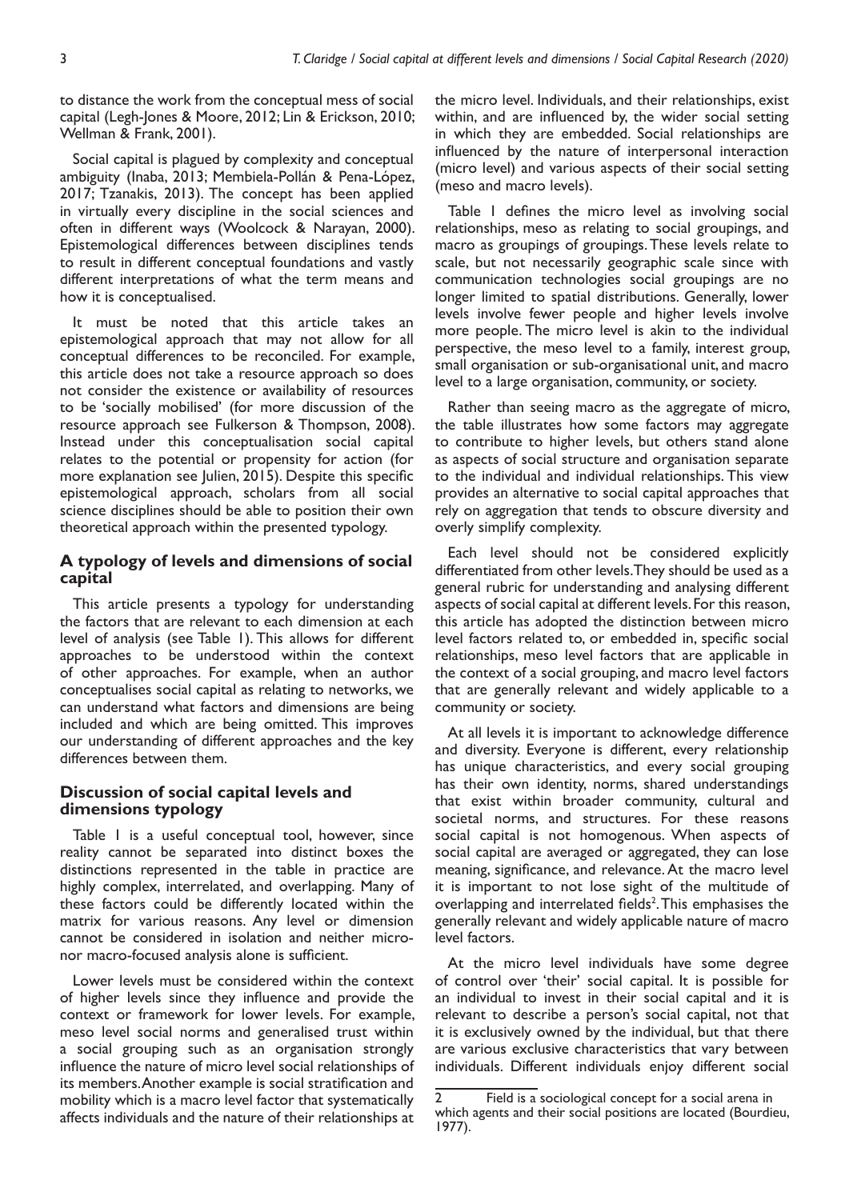to distance the work from the conceptual mess of social capital (Legh-Jones & Moore, 2012; Lin & Erickson, 2010; Wellman & Frank, 2001).

Social capital is plagued by complexity and conceptual ambiguity (Inaba, 2013; Membiela-Pollán & Pena-López, 2017; Tzanakis, 2013). The concept has been applied in virtually every discipline in the social sciences and often in different ways (Woolcock & Narayan, 2000). Epistemological differences between disciplines tends to result in different conceptual foundations and vastly different interpretations of what the term means and how it is conceptualised.

It must be noted that this article takes an epistemological approach that may not allow for all conceptual differences to be reconciled. For example, this article does not take a resource approach so does not consider the existence or availability of resources to be 'socially mobilised' (for more discussion of the resource approach see Fulkerson & Thompson, 2008). Instead under this conceptualisation social capital relates to the potential or propensity for action (for more explanation see Julien, 2015). Despite this specific epistemological approach, scholars from all social science disciplines should be able to position their own theoretical approach within the presented typology.

## A typology of levels and dimensions of social capital

This article presents a typology for understanding the factors that are relevant to each dimension at each level of analysis (see Table 1). This allows for different approaches to be understood within the context of other approaches. For example, when an author conceptualises social capital as relating to networks, we can understand what factors and dimensions are being included and which are being omitted. This improves our understanding of different approaches and the key differences between them.

## Discussion of social capital levels and dimensions typology

Table 1 is a useful conceptual tool, however, since reality cannot be separated into distinct boxes the distinctions represented in the table in practice are highly complex, interrelated, and overlapping. Many of these factors could be differently located within the matrix for various reasons. Any level or dimension cannot be considered in isolation and neither micro- nor macro-focused analysis alone is sufficient.

Lower levels must be considered within the context of higher levels since they influence and provide the context or framework for lower levels. For example, meso level social norms and generalised trust within a social grouping such as an organisation strongly influence the nature of micro level social relationships of its members. Another example is social stratification and mobility which is a macro level factor that systematically affects individuals and the nature of their relationships at the micro level. Individuals, and their relationships, exist within, and are influenced by, the wider social setting in which they are embedded. Social relationships are influenced by the nature of interpersonal interaction (micro level) and various aspects of their social setting (meso and macro levels).

Table 1 defines the micro level as involving social relationships, meso as relating to social groupings, and macro as groupings of groupings. These levels relate to scale, but not necessarily geographic scale since with communication technologies social groupings are no longer limited to spatial distributions. Generally, lower levels involve fewer people and higher levels involve more people. The micro level is akin to the individual perspective, the meso level to a family, interest group, small organisation or sub-organisational unit, and macro level to a large organisation, community, or society.

Rather than seeing macro as the aggregate of micro, the table illustrates how some factors may aggregate to contribute to higher levels, but others stand alone as aspects of social structure and organisation separate to the individual and individual relationships. This view provides an alternative to social capital approaches that rely on aggregation that tends to obscure diversity and overly simplify complexity.

Each level should not be considered explicitly differentiated from other levels. They should be used as a general rubric for understanding and analysing different aspects of social capital at different levels. For this reason, this article has adopted the distinction between micro level factors related to, or embedded in, specific social relationships, meso level factors that are applicable in the context of a social grouping, and macro level factors that are generally relevant and widely applicable to a community or society.

At all levels it is important to acknowledge difference and diversity. Everyone is different, every relationship has unique characteristics, and every social grouping has their own identity, norms, shared understandings that exist within broader community, cultural and societal norms, and structures. For these reasons social capital is not homogenous. When aspects of social capital are averaged or aggregated, they can lose meaning, significance, and relevance. At the macro level it is important to not lose sight of the multitude of overlapping and interrelated fields[2]. This emphasises the generally relevant and widely applicable nature of macro level factors.

At the micro level individuals have some degree of control over 'their' social capital. It is possible for an individual to invest in their social capital and it is relevant to describe a person's social capital, not that it is exclusively owned by the individual, but that there are various exclusive characteristics that vary between individuals. Different individuals enjoy different social

---

2 Field is a sociological concept for a social arena in which agents and their social positions are located (Bourdieu, 1977).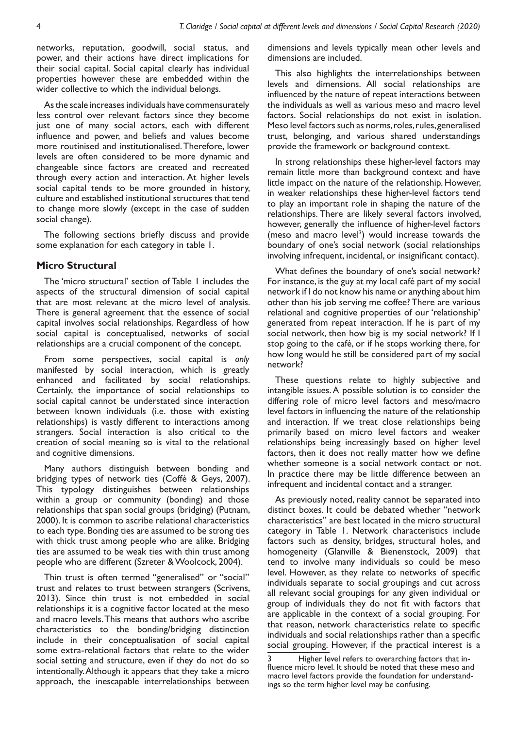networks, reputation, goodwill, social status, and power, and their actions have direct implications for their social capital. Social capital clearly has individual properties however these are embedded within the wider collective to which the individual belongs.

As the scale increases individuals have commensurately less control over relevant factors since they become just one of many social actors, each with different influence and power, and beliefs and values become more routinised and institutionalised. Therefore, lower levels are often considered to be more dynamic and changeable since factors are created and recreated through every action and interaction. At higher levels social capital tends to be more grounded in history, culture and established institutional structures that tend to change more slowly (except in the case of sudden social change).

The following sections briefly discuss and provide some explanation for each category in table 1.

## Micro Structural

The 'micro structural' section of Table 1 includes the aspects of the structural dimension of social capital that are most relevant at the micro level of analysis. There is general agreement that the essence of social capital involves social relationships. Regardless of how social capital is conceptualised, networks of social relationships are a crucial component of the concept.

From some perspectives, social capital is *only* manifested by social interaction, which is greatly enhanced and facilitated by social relationships. Certainly, the importance of social relationships to social capital cannot be understated since interaction between known individuals (i.e. those with existing relationships) is vastly different to interactions among strangers. Social interaction is also critical to the creation of social meaning so is vital to the relational and cognitive dimensions.

Many authors distinguish between bonding and bridging types of network ties (Coffé & Geys, 2007). This typology distinguishes between relationships within a group or community (bonding) and those relationships that span social groups (bridging) (Putnam, 2000). It is common to ascribe relational characteristics to each type. Bonding ties are assumed to be strong ties with thick trust among people who are alike. Bridging ties are assumed to be weak ties with thin trust among people who are different (Szreter & Woolcock, 2004).

Thin trust is often termed "generalised" or "social" trust and relates to trust between strangers (Scrivens, 2013). Since thin trust is not embedded in social relationships it is a cognitive factor located at the meso and macro levels. This means that authors who ascribe characteristics to the bonding/bridging distinction include in their conceptualisation of social capital some extra-relational factors that relate to the wider social setting and structure, even if they do not do so intentionally. Although it appears that they take a micro approach, the inescapable interrelationships between dimensions and levels typically mean other levels and dimensions are included.

This also highlights the interrelationships between levels and dimensions. All social relationships are influenced by the nature of repeat interactions between the individuals as well as various meso and macro level factors. Social relationships do not exist in isolation. Meso level factors such as norms, roles, rules, generalised trust, belonging, and various shared understandings provide the framework or background context.

In strong relationships these higher-level factors may remain little more than background context and have little impact on the nature of the relationship. However, in weaker relationships these higher-level factors tend to play an important role in shaping the nature of the relationships. There are likely several factors involved, however, generally the influence of higher-level factors (meso and macro level[3]) would increase towards the boundary of one's social network (social relationships involving infrequent, incidental, or insignificant contact).

What defines the boundary of one's social network? For instance, is the guy at my local café part of my social network if I do not know his name or anything about him other than his job serving me coffee? There are various relational and cognitive properties of our 'relationship' generated from repeat interaction. If he is part of my social network, then how big is my social network? If I stop going to the café, or if he stops working there, for how long would he still be considered part of my social network?

These questions relate to highly subjective and intangible issues. A possible solution is to consider the differing role of micro level factors and meso/macro level factors in influencing the nature of the relationship and interaction. If we treat close relationships being primarily based on micro level factors and weaker relationships being increasingly based on higher level factors, then it does not really matter how we define whether someone is a social network contact or not. In practice there may be little difference between an infrequent and incidental contact and a stranger.

As previously noted, reality cannot be separated into distinct boxes. It could be debated whether "network characteristics" are best located in the micro structural category in Table 1. Network characteristics include factors such as density, bridges, structural holes, and homogeneity (Glanville & Bienenstock, 2009) that tend to involve many individuals so could be meso level. However, as they relate to networks of specific individuals separate to social groupings and cut across all relevant social groupings for any given individual or group of individuals they do not fit with factors that are applicable in the context of a social grouping. For that reason, network characteristics relate to specific individuals and social relationships rather than a specific social grouping. However, if the practical interest is a

[3] Higher level refers to overarching factors that influence micro level. It should be noted that these meso and macro level factors provide the foundation for understandings so the term higher level may be confusing.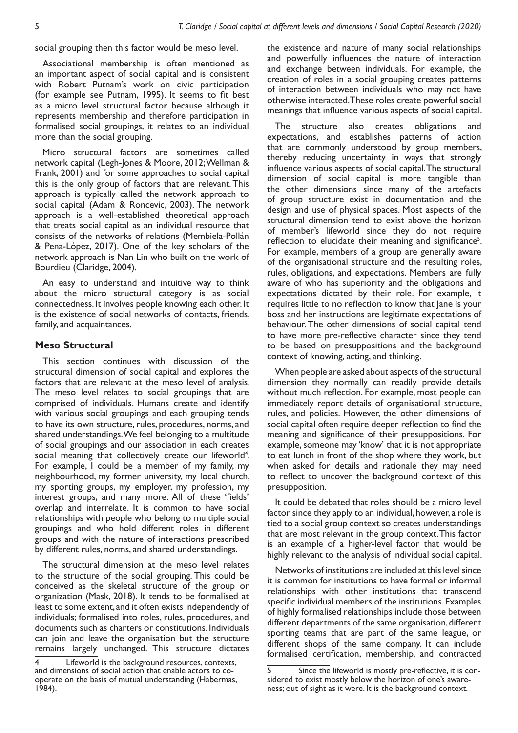social grouping then this factor would be meso level.

Associational membership is often mentioned as an important aspect of social capital and is consistent with Robert Putnam's work on civic participation (for example see Putnam, 1995). It seems to fit best as a micro level structural factor because although it represents membership and therefore participation in formalised social groupings, it relates to an individual more than the social grouping.

Micro structural factors are sometimes called network capital (Legh-Jones & Moore, 2012; Wellman & Frank, 2001) and for some approaches to social capital this is the only group of factors that are relevant. This approach is typically called the network approach to social capital (Adam & Roncevic, 2003). The network approach is a well-established theoretical approach that treats social capital as an individual resource that consists of the networks of relations (Membiela-Pollán & Pena-López, 2017). One of the key scholars of the network approach is Nan Lin who built on the work of Bourdieu (Claridge, 2004).

An easy to understand and intuitive way to think about the micro structural category is as social connectedness. It involves people knowing each other. It is the existence of social networks of contacts, friends, family, and acquaintances.

## Meso Structural

This section continues with discussion of the structural dimension of social capital and explores the factors that are relevant at the meso level of analysis. The meso level relates to social groupings that are comprised of individuals. Humans create and identify with various social groupings and each grouping tends to have its own structure, rules, procedures, norms, and shared understandings. We feel belonging to a multitude of social groupings and our association in each creates social meaning that collectively create our lifeworld[4]. For example, I could be a member of my family, my neighbourhood, my former university, my local church, my sporting groups, my employer, my profession, my interest groups, and many more. All of these 'fields' overlap and interrelate. It is common to have social relationships with people who belong to multiple social groupings and who hold different roles in different groups and with the nature of interactions prescribed by different rules, norms, and shared understandings.

The structural dimension at the meso level relates to the structure of the social grouping. This could be conceived as the skeletal structure of the group or organization (Mask, 2018). It tends to be formalised at least to some extent, and it often exists independently of individuals; formalised into roles, rules, procedures, and documents such as charters or constitutions. Individuals can join and leave the organisation but the structure remains largely unchanged. This structure dictates the existence and nature of many social relationships and powerfully influences the nature of interaction and exchange between individuals. For example, the creation of roles in a social grouping creates patterns of interaction between individuals who may not have otherwise interacted. These roles create powerful social meanings that influence various aspects of social capital.

The structure also creates obligations and expectations, and establishes patterns of action that are commonly understood by group members, thereby reducing uncertainty in ways that strongly influence various aspects of social capital. The structural dimension of social capital is more tangible than the other dimensions since many of the artefacts of group structure exist in documentation and the design and use of physical spaces. Most aspects of the structural dimension tend to exist above the horizon of member's lifeworld since they do not require reflection to elucidate their meaning and significance[5]. For example, members of a group are generally aware of the organisational structure and the resulting roles, rules, obligations, and expectations. Members are fully aware of who has superiority and the obligations and expectations dictated by their role. For example, it requires little to no reflection to know that Jane is your boss and her instructions are legitimate expectations of behaviour. The other dimensions of social capital tend to have more pre-reflective character since they tend to be based on presuppositions and the background context of knowing, acting, and thinking.

When people are asked about aspects of the structural dimension they normally can readily provide details without much reflection. For example, most people can immediately report details of organisational structure, rules, and policies. However, the other dimensions of social capital often require deeper reflection to find the meaning and significance of their presuppositions. For example, someone may 'know' that it is not appropriate to eat lunch in front of the shop where they work, but when asked for details and rationale they may need to reflect to uncover the background context of this presupposition.

It could be debated that roles should be a micro level factor since they apply to an individual, however, a role is tied to a social group context so creates understandings that are most relevant in the group context. This factor is an example of a higher-level factor that would be highly relevant to the analysis of individual social capital.

Networks of institutions are included at this level since it is common for institutions to have formal or informal relationships with other institutions that transcend specific individual members of the institutions. Examples of highly formalised relationships include those between different departments of the same organisation, different sporting teams that are part of the same league, or different shops of the same company. It can include formalised certification, membership, and contracted

---

[4] Lifeworld is the background resources, contexts, and dimensions of social action that enable actors to co-operate on the basis of mutual understanding (Habermas, 1984).

[5] Since the lifeworld is mostly pre-reflective, it is considered to exist mostly below the horizon of one's awareness; out of sight as it were. It is the background context.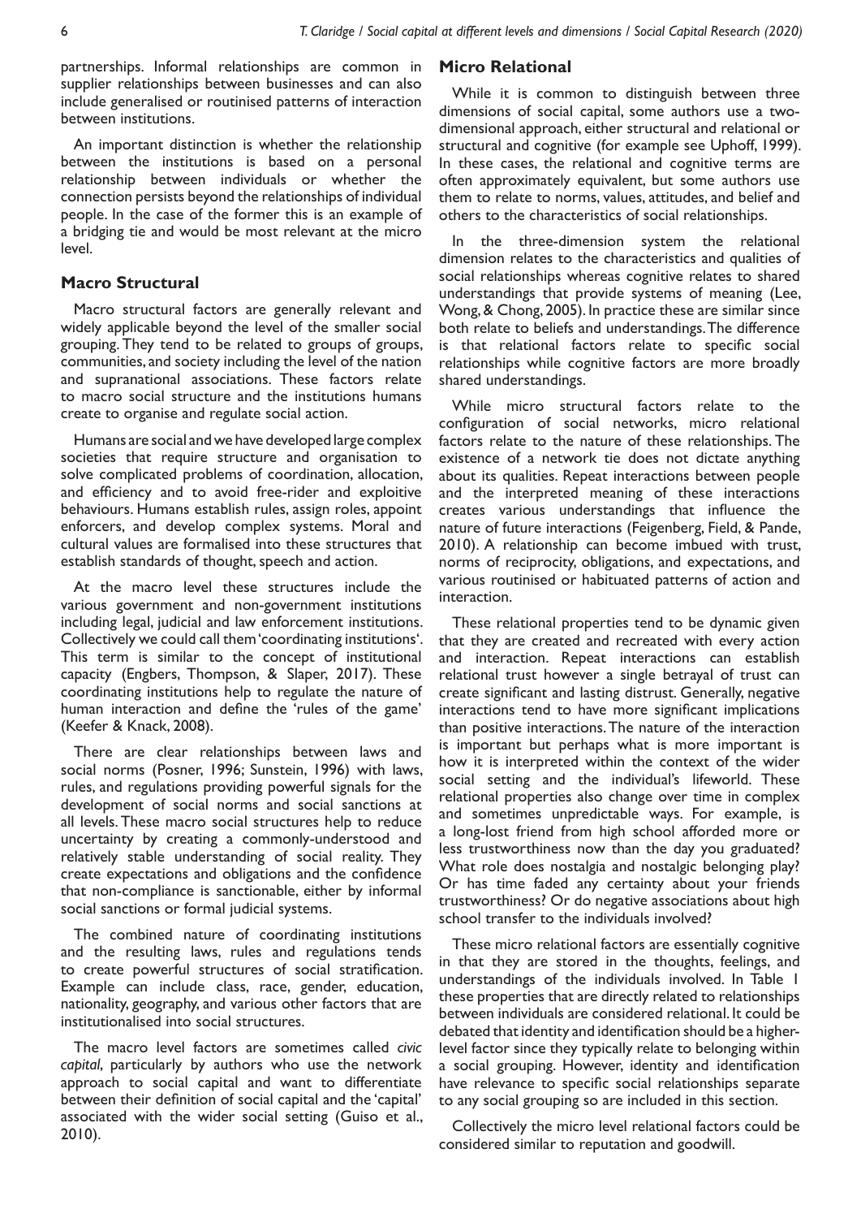partnerships. Informal relationships are common in supplier relationships between businesses and can also include generalised or routinised patterns of interaction between institutions.

An important distinction is whether the relationship between the institutions is based on a personal relationship between individuals or whether the connection persists beyond the relationships of individual people. In the case of the former this is an example of a bridging tie and would be most relevant at the micro level.

## Macro Structural

Macro structural factors are generally relevant and widely applicable beyond the level of the smaller social grouping. They tend to be related to groups of groups, communities, and society including the level of the nation and supranational associations. These factors relate to macro social structure and the institutions humans create to organise and regulate social action.

Humans are social and we have developed large complex societies that require structure and organisation to solve complicated problems of coordination, allocation, and efficiency and to avoid free-rider and exploitive behaviours. Humans establish rules, assign roles, appoint enforcers, and develop complex systems. Moral and cultural values are formalised into these structures that establish standards of thought, speech and action.

At the macro level these structures include the various government and non-government institutions including legal, judicial and law enforcement institutions. Collectively we could call them 'coordinating institutions'. This term is similar to the concept of institutional capacity (Engbers, Thompson, & Slaper, 2017). These coordinating institutions help to regulate the nature of human interaction and define the 'rules of the game' (Keefer & Knack, 2008).

There are clear relationships between laws and social norms (Posner, 1996; Sunstein, 1996) with laws, rules, and regulations providing powerful signals for the development of social norms and social sanctions at all levels. These macro social structures help to reduce uncertainty by creating a commonly-understood and relatively stable understanding of social reality. They create expectations and obligations and the confidence that non-compliance is sanctionable, either by informal social sanctions or formal judicial systems.

The combined nature of coordinating institutions and the resulting laws, rules and regulations tends to create powerful structures of social stratification. Example can include class, race, gender, education, nationality, geography, and various other factors that are institutionalised into social structures.

The macro level factors are sometimes called *civic capital*, particularly by authors who use the network approach to social capital and want to differentiate between their definition of social capital and the 'capital' associated with the wider social setting (Guiso et al., 2010).

## Micro Relational

While it is common to distinguish between three dimensions of social capital, some authors use a two-dimensional approach, either structural and relational or structural and cognitive (for example see Uphoff, 1999). In these cases, the relational and cognitive terms are often approximately equivalent, but some authors use them to relate to norms, values, attitudes, and belief and others to the characteristics of social relationships.

In the three-dimension system the relational dimension relates to the characteristics and qualities of social relationships whereas cognitive relates to shared understandings that provide systems of meaning (Lee, Wong, & Chong, 2005). In practice these are similar since both relate to beliefs and understandings. The difference is that relational factors relate to specific social relationships while cognitive factors are more broadly shared understandings.

While micro structural factors relate to the configuration of social networks, micro relational factors relate to the nature of these relationships. The existence of a network tie does not dictate anything about its qualities. Repeat interactions between people and the interpreted meaning of these interactions creates various understandings that influence the nature of future interactions (Feigenberg, Field, & Pande, 2010). A relationship can become imbued with trust, norms of reciprocity, obligations, and expectations, and various routinised or habituated patterns of action and interaction.

These relational properties tend to be dynamic given that they are created and recreated with every action and interaction. Repeat interactions can establish relational trust however a single betrayal of trust can create significant and lasting distrust. Generally, negative interactions tend to have more significant implications than positive interactions. The nature of the interaction is important but perhaps what is more important is how it is interpreted within the context of the wider social setting and the individual's lifeworld. These relational properties also change over time in complex and sometimes unpredictable ways. For example, is a long-lost friend from high school afforded more or less trustworthiness now than the day you graduated? What role does nostalgia and nostalgic belonging play? Or has time faded any certainty about your friends trustworthiness? Or do negative associations about high school transfer to the individuals involved?

These micro relational factors are essentially cognitive in that they are stored in the thoughts, feelings, and understandings of the individuals involved. In Table 1 these properties that are directly related to relationships between individuals are considered relational. It could be debated that identity and identification should be a higher-level factor since they typically relate to belonging within a social grouping. However, identity and identification have relevance to specific social relationships separate to any social grouping so are included in this section.

Collectively the micro level relational factors could be considered similar to reputation and goodwill.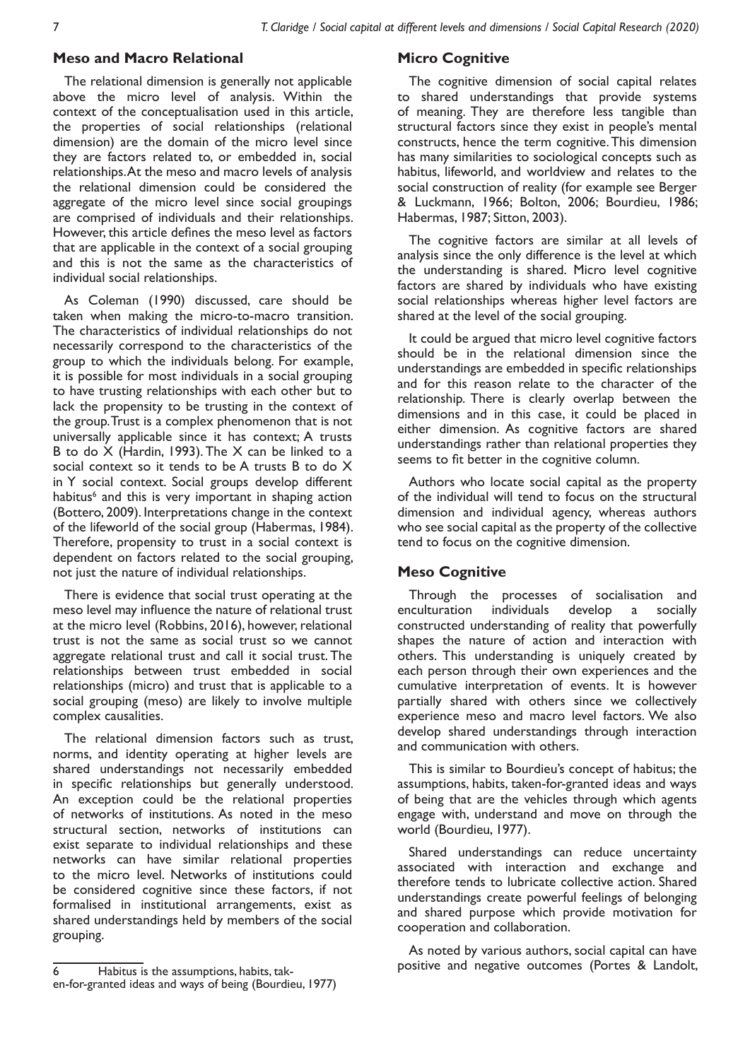## Meso and Macro Relational

The relational dimension is generally not applicable above the micro level of analysis. Within the context of the conceptualisation used in this article, the properties of social relationships (relational dimension) are the domain of the micro level since they are factors related to, or embedded in, social relationships. At the meso and macro levels of analysis the relational dimension could be considered the aggregate of the micro level since social groupings are comprised of individuals and their relationships. However, this article defines the meso level as factors that are applicable in the context of a social grouping and this is not the same as the characteristics of individual social relationships.

As Coleman (1990) discussed, care should be taken when making the micro-to-macro transition. The characteristics of individual relationships do not necessarily correspond to the characteristics of the group to which the individuals belong. For example, it is possible for most individuals in a social grouping to have trusting relationships with each other but to lack the propensity to be trusting in the context of the group. Trust is a complex phenomenon that is not universally applicable since it has context; A trusts B to do X (Hardin, 1993). The X can be linked to a social context so it tends to be A trusts B to do X in Y social context. Social groups develop different habitus[6] and this is very important in shaping action (Bottero, 2009). Interpretations change in the context of the lifeworld of the social group (Habermas, 1984). Therefore, propensity to trust in a social context is dependent on factors related to the social grouping, not just the nature of individual relationships.

There is evidence that social trust operating at the meso level may influence the nature of relational trust at the micro level (Robbins, 2016), however, relational trust is not the same as social trust so we cannot aggregate relational trust and call it social trust. The relationships between trust embedded in social relationships (micro) and trust that is applicable to a social grouping (meso) are likely to involve multiple complex causalities.

The relational dimension factors such as trust, norms, and identity operating at higher levels are shared understandings not necessarily embedded in specific relationships but generally understood. An exception could be the relational properties of networks of institutions. As noted in the meso structural section, networks of institutions can exist separate to individual relationships and these networks can have similar relational properties to the micro level. Networks of institutions could be considered cognitive since these factors, if not formalised in institutional arrangements, exist as shared understandings held by members of the social grouping.

6 Habitus is the assumptions, habits, taken-for-granted ideas and ways of being (Bourdieu, 1977)

## Micro Cognitive

The cognitive dimension of social capital relates to shared understandings that provide systems of meaning. They are therefore less tangible than structural factors since they exist in people's mental constructs, hence the term cognitive. This dimension has many similarities to sociological concepts such as habitus, lifeworld, and worldview and relates to the social construction of reality (for example see Berger & Luckmann, 1966; Bolton, 2006; Bourdieu, 1986; Habermas, 1987; Sitton, 2003).

The cognitive factors are similar at all levels of analysis since the only difference is the level at which the understanding is shared. Micro level cognitive factors are shared by individuals who have existing social relationships whereas higher level factors are shared at the level of the social grouping.

It could be argued that micro level cognitive factors should be in the relational dimension since the understandings are embedded in specific relationships and for this reason relate to the character of the relationship. There is clearly overlap between the dimensions and in this case, it could be placed in either dimension. As cognitive factors are shared understandings rather than relational properties they seems to fit better in the cognitive column.

Authors who locate social capital as the property of the individual will tend to focus on the structural dimension and individual agency, whereas authors who see social capital as the property of the collective tend to focus on the cognitive dimension.

## Meso Cognitive

Through the processes of socialisation and enculturation individuals develop a socially constructed understanding of reality that powerfully shapes the nature of action and interaction with others. This understanding is uniquely created by each person through their own experiences and the cumulative interpretation of events. It is however partially shared with others since we collectively experience meso and macro level factors. We also develop shared understandings through interaction and communication with others.

This is similar to Bourdieu's concept of habitus; the assumptions, habits, taken-for-granted ideas and ways of being that are the vehicles through which agents engage with, understand and move on through the world (Bourdieu, 1977).

Shared understandings can reduce uncertainty associated with interaction and exchange and therefore tends to lubricate collective action. Shared understandings create powerful feelings of belonging and shared purpose which provide motivation for cooperation and collaboration.

As noted by various authors, social capital can have positive and negative outcomes (Portes & Landolt,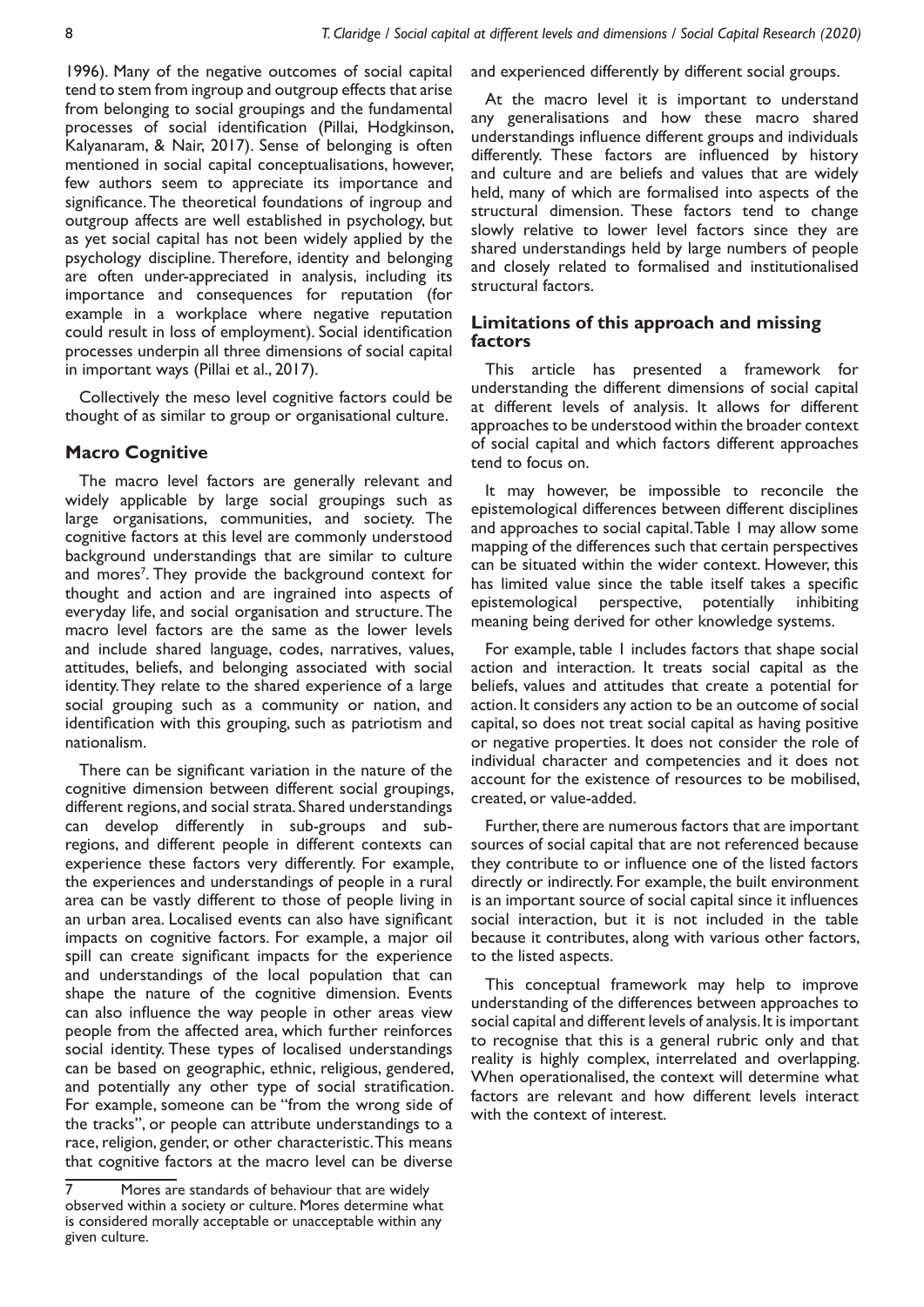1996). Many of the negative outcomes of social capital tend to stem from ingroup and outgroup effects that arise from belonging to social groupings and the fundamental processes of social identification (Pillai, Hodgkinson, Kalyanaram, & Nair, 2017). Sense of belonging is often mentioned in social capital conceptualisations, however, few authors seem to appreciate its importance and significance. The theoretical foundations of ingroup and outgroup affects are well established in psychology, but as yet social capital has not been widely applied by the psychology discipline. Therefore, identity and belonging are often under-appreciated in analysis, including its importance and consequences for reputation (for example in a workplace where negative reputation could result in loss of employment). Social identification processes underpin all three dimensions of social capital in important ways (Pillai et al., 2017).

Collectively the meso level cognitive factors could be thought of as similar to group or organisational culture.

## Macro Cognitive

The macro level factors are generally relevant and widely applicable by large social groupings such as large organisations, communities, and society. The cognitive factors at this level are commonly understood background understandings that are similar to culture and mores[7]. They provide the background context for thought and action and are ingrained into aspects of everyday life, and social organisation and structure. The macro level factors are the same as the lower levels and include shared language, codes, narratives, values, attitudes, beliefs, and belonging associated with social identity. They relate to the shared experience of a large social grouping such as a community or nation, and identification with this grouping, such as patriotism and nationalism.

There can be significant variation in the nature of the cognitive dimension between different social groupings, different regions, and social strata. Shared understandings can develop differently in sub-groups and sub-regions, and different people in different contexts can experience these factors very differently. For example, the experiences and understandings of people in a rural area can be vastly different to those of people living in an urban area. Localised events can also have significant impacts on cognitive factors. For example, a major oil spill can create significant impacts for the experience and understandings of the local population that can shape the nature of the cognitive dimension. Events can also influence the way people in other areas view people from the affected area, which further reinforces social identity. These types of localised understandings can be based on geographic, ethnic, religious, gendered, and potentially any other type of social stratification. For example, someone can be "from the wrong side of the tracks", or people can attribute understandings to a race, religion, gender, or other characteristic. This means that cognitive factors at the macro level can be diverse and experienced differently by different social groups.

At the macro level it is important to understand any generalisations and how these macro shared understandings influence different groups and individuals differently. These factors are influenced by history and culture and are beliefs and values that are widely held, many of which are formalised into aspects of the structural dimension. These factors tend to change slowly relative to lower level factors since they are shared understandings held by large numbers of people and closely related to formalised and institutionalised structural factors.

## Limitations of this approach and missing factors

This article has presented a framework for understanding the different dimensions of social capital at different levels of analysis. It allows for different approaches to be understood within the broader context of social capital and which factors different approaches tend to focus on.

It may however, be impossible to reconcile the epistemological differences between different disciplines and approaches to social capital. Table 1 may allow some mapping of the differences such that certain perspectives can be situated within the wider context. However, this has limited value since the table itself takes a specific epistemological perspective, potentially inhibiting meaning being derived for other knowledge systems.

For example, table 1 includes factors that shape social action and interaction. It treats social capital as the beliefs, values and attitudes that create a potential for action. It considers any action to be an outcome of social capital, so does not treat social capital as having positive or negative properties. It does not consider the role of individual character and competencies and it does not account for the existence of resources to be mobilised, created, or value-added.

Further, there are numerous factors that are important sources of social capital that are not referenced because they contribute to or influence one of the listed factors directly or indirectly. For example, the built environment is an important source of social capital since it influences social interaction, but it is not included in the table because it contributes, along with various other factors, to the listed aspects.

This conceptual framework may help to improve understanding of the differences between approaches to social capital and different levels of analysis. It is important to recognise that this is a general rubric only and that reality is highly complex, interrelated and overlapping. When operationalised, the context will determine what factors are relevant and how different levels interact with the context of interest.

---

[7] Mores are standards of behaviour that are widely observed within a society or culture. Mores determine what is considered morally acceptable or unacceptable within any given culture.